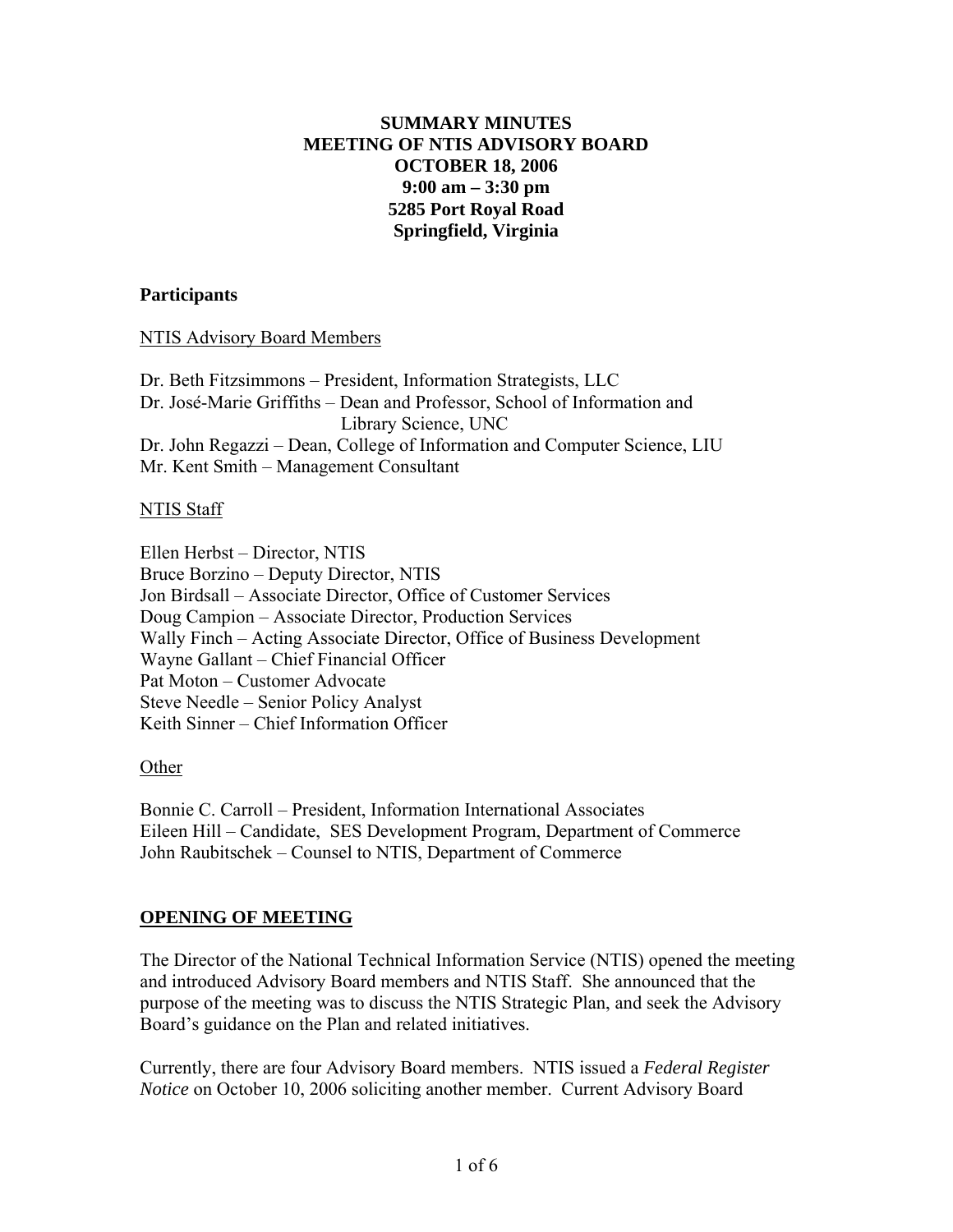**SUMMARY MINUTES**
**MEETING OF NTIS ADVISORY BOARD**
**OCTOBER 18, 2006**
**9:00 am – 3:30 pm**
**5285 Port Royal Road**
**Springfield, Virginia**

## Participants

<u>NTIS Advisory Board Members</u>

Dr. Beth Fitzsimmons – President, Information Strategists, LLC
Dr. José-Marie Griffiths – Dean and Professor, School of Information and Library Science, UNC
Dr. John Regazzi – Dean, College of Information and Computer Science, LIU
Mr. Kent Smith – Management Consultant

<u>NTIS Staff</u>

Ellen Herbst – Director, NTIS
Bruce Borzino – Deputy Director, NTIS
Jon Birdsall – Associate Director, Office of Customer Services
Doug Campion – Associate Director, Production Services
Wally Finch – Acting Associate Director, Office of Business Development
Wayne Gallant – Chief Financial Officer
Pat Moton – Customer Advocate
Steve Needle – Senior Policy Analyst
Keith Sinner – Chief Information Officer

<u>Other</u>

Bonnie C. Carroll – President, Information International Associates
Eileen Hill – Candidate, SES Development Program, Department of Commerce
John Raubitschek – Counsel to NTIS, Department of Commerce

## OPENING OF MEETING

The Director of the National Technical Information Service (NTIS) opened the meeting and introduced Advisory Board members and NTIS Staff. She announced that the purpose of the meeting was to discuss the NTIS Strategic Plan, and seek the Advisory Board's guidance on the Plan and related initiatives.

Currently, there are four Advisory Board members. NTIS issued a *Federal Register Notice* on October 10, 2006 soliciting another member. Current Advisory Board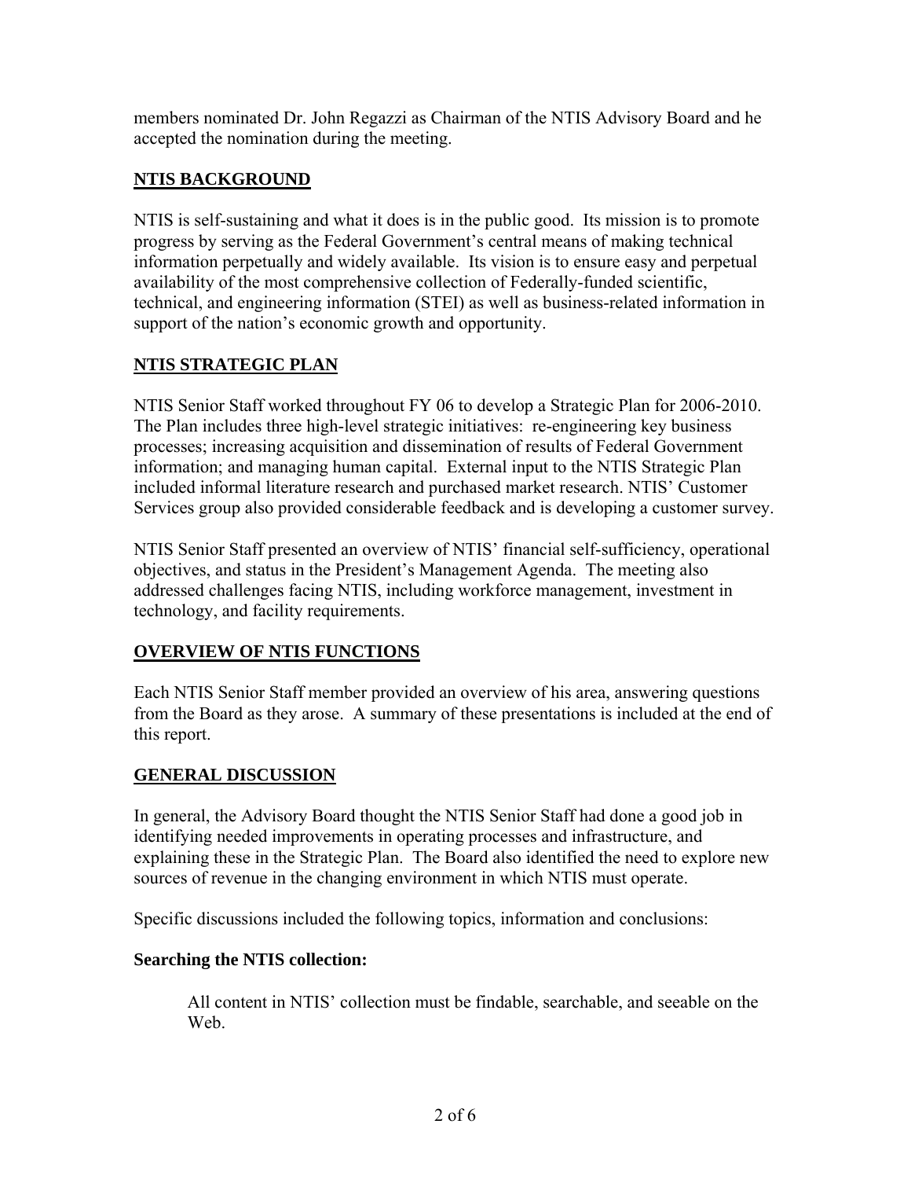members nominated Dr. John Regazzi as Chairman of the NTIS Advisory Board and he accepted the nomination during the meeting.

## NTIS BACKGROUND

NTIS is self-sustaining and what it does is in the public good. Its mission is to promote progress by serving as the Federal Government's central means of making technical information perpetually and widely available. Its vision is to ensure easy and perpetual availability of the most comprehensive collection of Federally-funded scientific, technical, and engineering information (STEI) as well as business-related information in support of the nation's economic growth and opportunity.

## NTIS STRATEGIC PLAN

NTIS Senior Staff worked throughout FY 06 to develop a Strategic Plan for 2006-2010. The Plan includes three high-level strategic initiatives: re-engineering key business processes; increasing acquisition and dissemination of results of Federal Government information; and managing human capital. External input to the NTIS Strategic Plan included informal literature research and purchased market research. NTIS' Customer Services group also provided considerable feedback and is developing a customer survey.

NTIS Senior Staff presented an overview of NTIS' financial self-sufficiency, operational objectives, and status in the President's Management Agenda. The meeting also addressed challenges facing NTIS, including workforce management, investment in technology, and facility requirements.

## OVERVIEW OF NTIS FUNCTIONS

Each NTIS Senior Staff member provided an overview of his area, answering questions from the Board as they arose. A summary of these presentations is included at the end of this report.

## GENERAL DISCUSSION

In general, the Advisory Board thought the NTIS Senior Staff had done a good job in identifying needed improvements in operating processes and infrastructure, and explaining these in the Strategic Plan. The Board also identified the need to explore new sources of revenue in the changing environment in which NTIS must operate.

Specific discussions included the following topics, information and conclusions:

**Searching the NTIS collection:**

> All content in NTIS' collection must be findable, searchable, and seeable on the Web.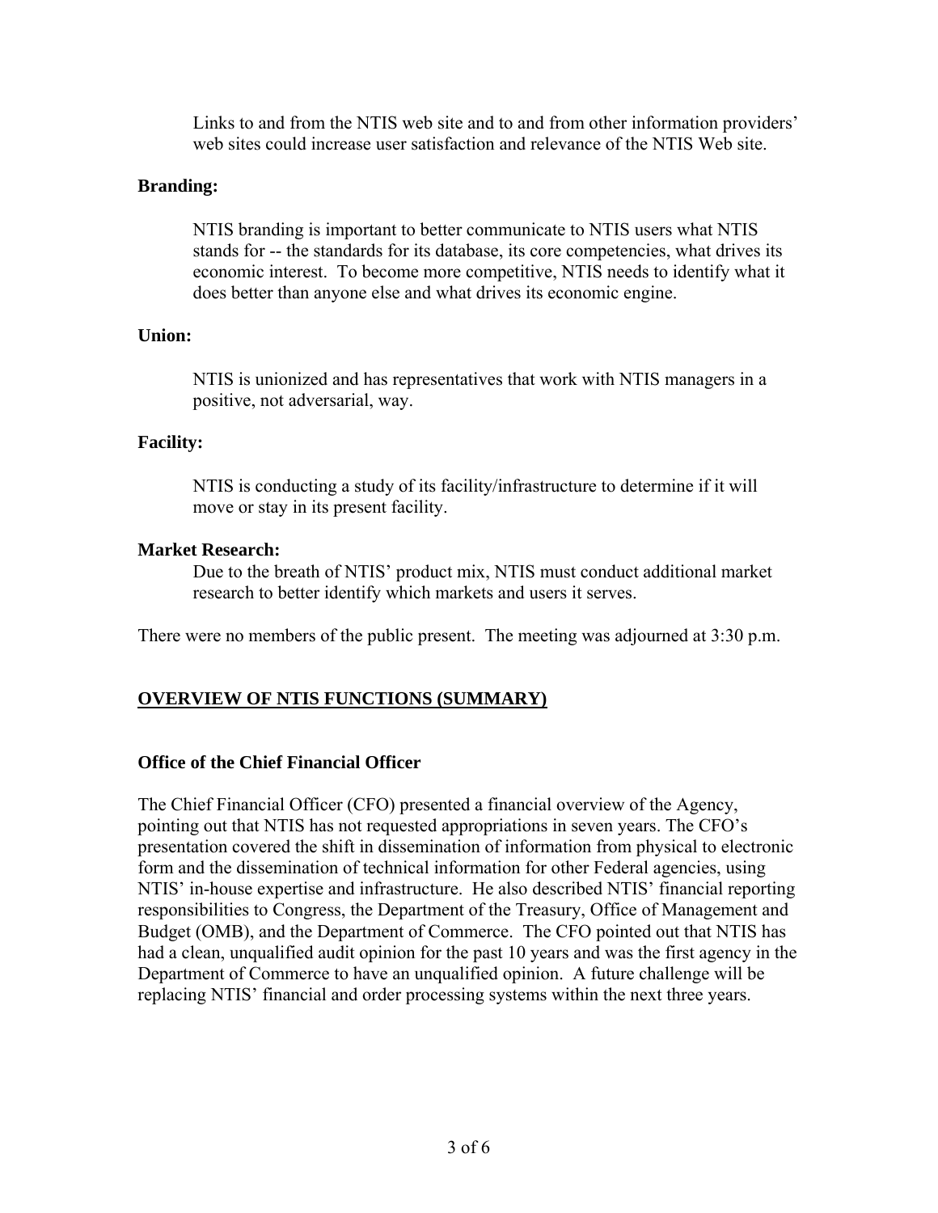Links to and from the NTIS web site and to and from other information providers' web sites could increase user satisfaction and relevance of the NTIS Web site.

**Branding:**

NTIS branding is important to better communicate to NTIS users what NTIS stands for -- the standards for its database, its core competencies, what drives its economic interest. To become more competitive, NTIS needs to identify what it does better than anyone else and what drives its economic engine.

**Union:**

NTIS is unionized and has representatives that work with NTIS managers in a positive, not adversarial, way.

**Facility:**

NTIS is conducting a study of its facility/infrastructure to determine if it will move or stay in its present facility.

**Market Research:**

Due to the breath of NTIS' product mix, NTIS must conduct additional market research to better identify which markets and users it serves.

There were no members of the public present. The meeting was adjourned at 3:30 p.m.

## OVERVIEW OF NTIS FUNCTIONS (SUMMARY)

### Office of the Chief Financial Officer

The Chief Financial Officer (CFO) presented a financial overview of the Agency, pointing out that NTIS has not requested appropriations in seven years. The CFO's presentation covered the shift in dissemination of information from physical to electronic form and the dissemination of technical information for other Federal agencies, using NTIS' in-house expertise and infrastructure. He also described NTIS' financial reporting responsibilities to Congress, the Department of the Treasury, Office of Management and Budget (OMB), and the Department of Commerce. The CFO pointed out that NTIS has had a clean, unqualified audit opinion for the past 10 years and was the first agency in the Department of Commerce to have an unqualified opinion. A future challenge will be replacing NTIS' financial and order processing systems within the next three years.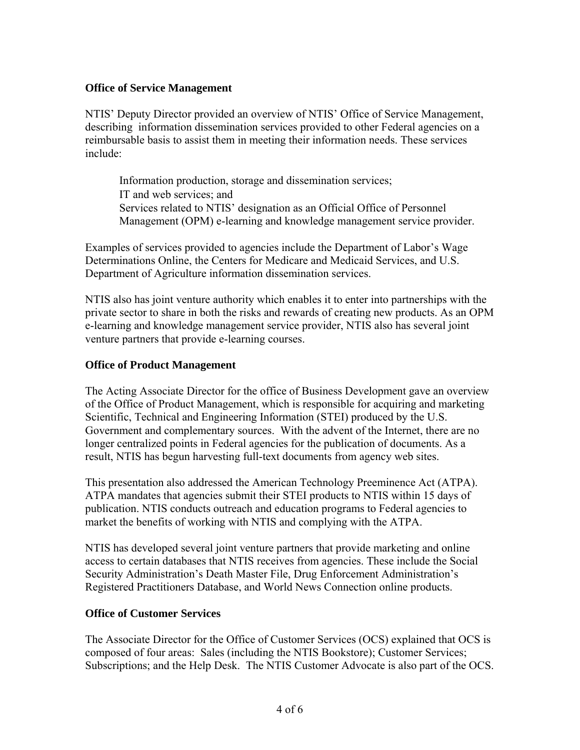**Office of Service Management**

NTIS' Deputy Director provided an overview of NTIS' Office of Service Management, describing information dissemination services provided to other Federal agencies on a reimbursable basis to assist them in meeting their information needs. These services include:

> Information production, storage and dissemination services;
> IT and web services; and
> Services related to NTIS' designation as an Official Office of Personnel Management (OPM) e-learning and knowledge management service provider.

Examples of services provided to agencies include the Department of Labor's Wage Determinations Online, the Centers for Medicare and Medicaid Services, and U.S. Department of Agriculture information dissemination services.

NTIS also has joint venture authority which enables it to enter into partnerships with the private sector to share in both the risks and rewards of creating new products. As an OPM e-learning and knowledge management service provider, NTIS also has several joint venture partners that provide e-learning courses.

**Office of Product Management**

The Acting Associate Director for the office of Business Development gave an overview of the Office of Product Management, which is responsible for acquiring and marketing Scientific, Technical and Engineering Information (STEI) produced by the U.S. Government and complementary sources. With the advent of the Internet, there are no longer centralized points in Federal agencies for the publication of documents. As a result, NTIS has begun harvesting full-text documents from agency web sites.

This presentation also addressed the American Technology Preeminence Act (ATPA). ATPA mandates that agencies submit their STEI products to NTIS within 15 days of publication. NTIS conducts outreach and education programs to Federal agencies to market the benefits of working with NTIS and complying with the ATPA.

NTIS has developed several joint venture partners that provide marketing and online access to certain databases that NTIS receives from agencies. These include the Social Security Administration's Death Master File, Drug Enforcement Administration's Registered Practitioners Database, and World News Connection online products.

**Office of Customer Services**

The Associate Director for the Office of Customer Services (OCS) explained that OCS is composed of four areas: Sales (including the NTIS Bookstore); Customer Services; Subscriptions; and the Help Desk. The NTIS Customer Advocate is also part of the OCS.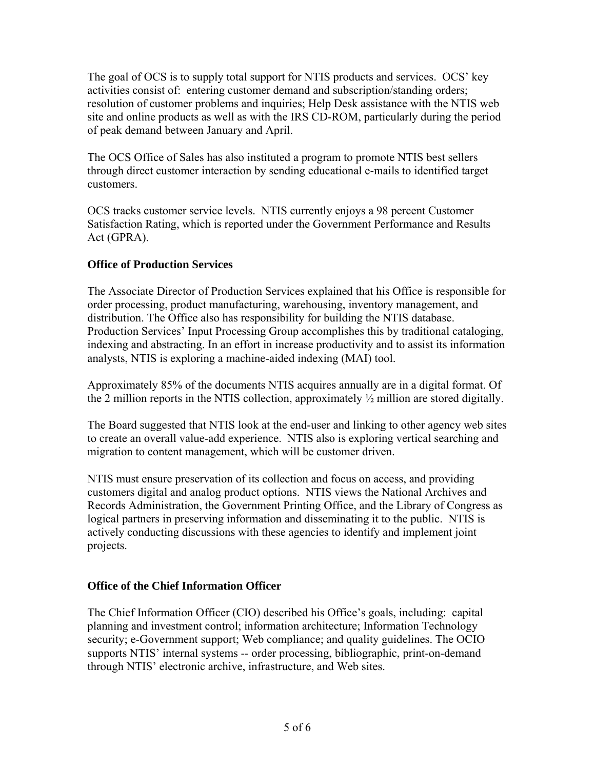The goal of OCS is to supply total support for NTIS products and services. OCS' key activities consist of: entering customer demand and subscription/standing orders; resolution of customer problems and inquiries; Help Desk assistance with the NTIS web site and online products as well as with the IRS CD-ROM, particularly during the period of peak demand between January and April.

The OCS Office of Sales has also instituted a program to promote NTIS best sellers through direct customer interaction by sending educational e-mails to identified target customers.

OCS tracks customer service levels. NTIS currently enjoys a 98 percent Customer Satisfaction Rating, which is reported under the Government Performance and Results Act (GPRA).

**Office of Production Services**

The Associate Director of Production Services explained that his Office is responsible for order processing, product manufacturing, warehousing, inventory management, and distribution. The Office also has responsibility for building the NTIS database. Production Services' Input Processing Group accomplishes this by traditional cataloging, indexing and abstracting. In an effort in increase productivity and to assist its information analysts, NTIS is exploring a machine-aided indexing (MAI) tool.

Approximately 85% of the documents NTIS acquires annually are in a digital format. Of the 2 million reports in the NTIS collection, approximately ½ million are stored digitally.

The Board suggested that NTIS look at the end-user and linking to other agency web sites to create an overall value-add experience. NTIS also is exploring vertical searching and migration to content management, which will be customer driven.

NTIS must ensure preservation of its collection and focus on access, and providing customers digital and analog product options. NTIS views the National Archives and Records Administration, the Government Printing Office, and the Library of Congress as logical partners in preserving information and disseminating it to the public. NTIS is actively conducting discussions with these agencies to identify and implement joint projects.

**Office of the Chief Information Officer**

The Chief Information Officer (CIO) described his Office's goals, including: capital planning and investment control; information architecture; Information Technology security; e-Government support; Web compliance; and quality guidelines. The OCIO supports NTIS' internal systems -- order processing, bibliographic, print-on-demand through NTIS' electronic archive, infrastructure, and Web sites.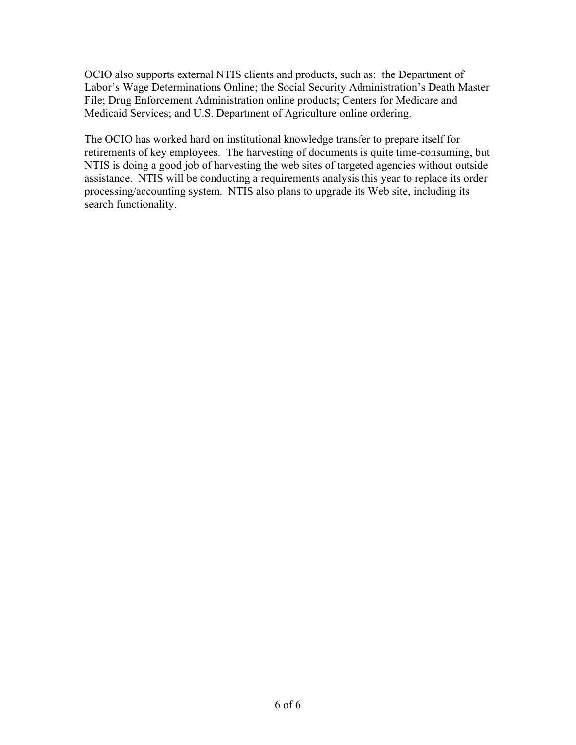OCIO also supports external NTIS clients and products, such as: the Department of Labor's Wage Determinations Online; the Social Security Administration's Death Master File; Drug Enforcement Administration online products; Centers for Medicare and Medicaid Services; and U.S. Department of Agriculture online ordering.

The OCIO has worked hard on institutional knowledge transfer to prepare itself for retirements of key employees. The harvesting of documents is quite time-consuming, but NTIS is doing a good job of harvesting the web sites of targeted agencies without outside assistance. NTIS will be conducting a requirements analysis this year to replace its order processing/accounting system. NTIS also plans to upgrade its Web site, including its search functionality.